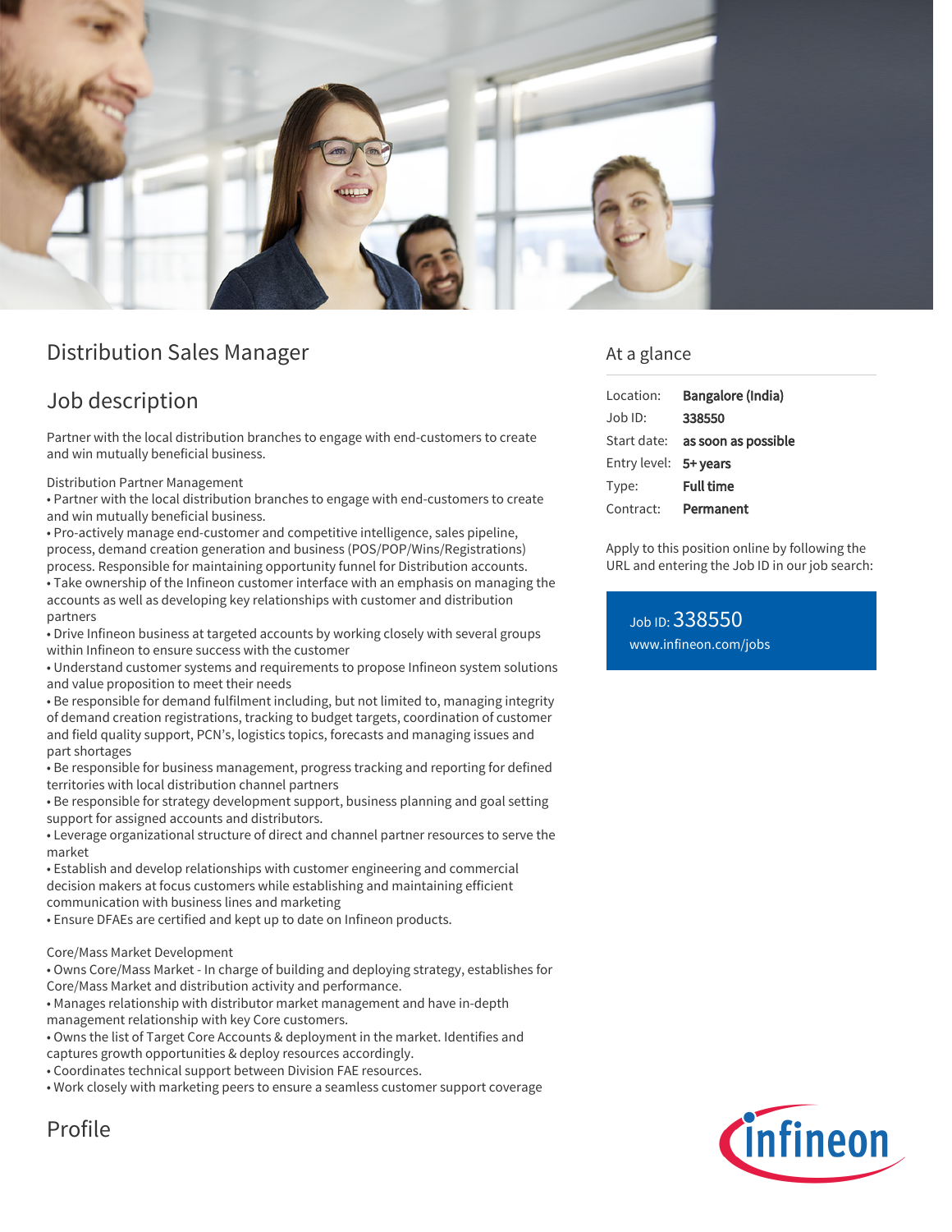# Distribution Sales Manager

## Job description

Partner with the local distribution branches to engage with end-customers to create and win mutually beneficial business.

Distribution Partner Management

- Partner with the local distribution branches to engage with end-customers to create and win mutually beneficial business.
- Pro-actively manage end-customer and competitive intelligence, sales pipeline, process, demand creation generation and business (POS/POP/Wins/Registrations) process. Responsible for maintaining opportunity funnel for Distribution accounts.
- Take ownership of the Infineon customer interface with an emphasis on managing the accounts as well as developing key relationships with customer and distribution partners
- Drive Infineon business at targeted accounts by working closely with several groups within Infineon to ensure success with the customer
- Understand customer systems and requirements to propose Infineon system solutions and value proposition to meet their needs
- Be responsible for demand fulfilment including, but not limited to, managing integrity of demand creation registrations, tracking to budget targets, coordination of customer and field quality support, PCN's, logistics topics, forecasts and managing issues and part shortages
- Be responsible for business management, progress tracking and reporting for defined territories with local distribution channel partners
- Be responsible for strategy development support, business planning and goal setting support for assigned accounts and distributors.
- Leverage organizational structure of direct and channel partner resources to serve the market
- Establish and develop relationships with customer engineering and commercial decision makers at focus customers while establishing and maintaining efficient communication with business lines and marketing
- Ensure DFAEs are certified and kept up to date on Infineon products.

Core/Mass Market Development

- Owns Core/Mass Market - In charge of building and deploying strategy, establishes for Core/Mass Market and distribution activity and performance.
- Manages relationship with distributor market management and have in-depth management relationship with key Core customers.
- Owns the list of Target Core Accounts & deployment in the market. Identifies and captures growth opportunities & deploy resources accordingly.
- Coordinates technical support between Division FAE resources.
- Work closely with marketing peers to ensure a seamless customer support coverage

## Profile

## At a glance

| | |
|---|---|
| Location: | **Bangalore (India)** |
| Job ID: | **338550** |
| Start date: | **as soon as possible** |
| Entry level: | **5+ years** |
| Type: | **Full time** |
| Contract: | **Permanent** |

Apply to this position online by following the URL and entering the Job ID in our job search:

Job ID: 338550
www.infineon.com/jobs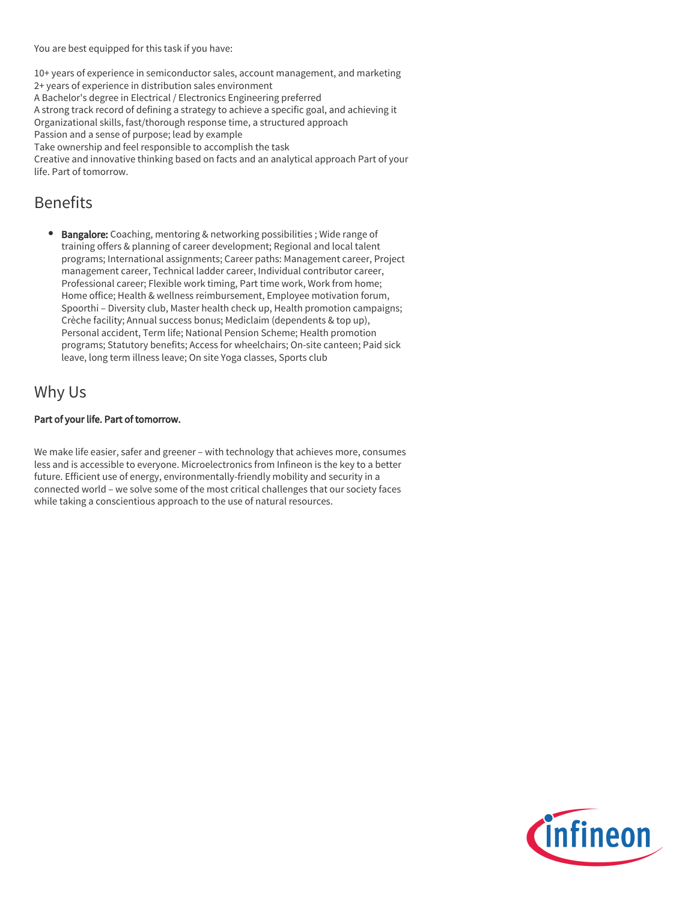You are best equipped for this task if you have:

10+ years of experience in semiconductor sales, account management, and marketing
2+ years of experience in distribution sales environment
A Bachelor's degree in Electrical / Electronics Engineering preferred
A strong track record of defining a strategy to achieve a specific goal, and achieving it
Organizational skills, fast/thorough response time, a structured approach
Passion and a sense of purpose; lead by example
Take ownership and feel responsible to accomplish the task
Creative and innovative thinking based on facts and an analytical approach Part of your life. Part of tomorrow.

## Benefits

- **Bangalore:** Coaching, mentoring & networking possibilities ; Wide range of training offers & planning of career development; Regional and local talent programs; International assignments; Career paths: Management career, Project management career, Technical ladder career, Individual contributor career, Professional career; Flexible work timing, Part time work, Work from home; Home office; Health & wellness reimbursement, Employee motivation forum, Spoorthi – Diversity club, Master health check up, Health promotion campaigns; Crèche facility; Annual success bonus; Mediclaim (dependents & top up), Personal accident, Term life; National Pension Scheme; Health promotion programs; Statutory benefits; Access for wheelchairs; On-site canteen; Paid sick leave, long term illness leave; On site Yoga classes, Sports club

## Why Us

**Part of your life. Part of tomorrow.**

We make life easier, safer and greener – with technology that achieves more, consumes less and is accessible to everyone. Microelectronics from Infineon is the key to a better future. Efficient use of energy, environmentally-friendly mobility and security in a connected world – we solve some of the most critical challenges that our society faces while taking a conscientious approach to the use of natural resources.